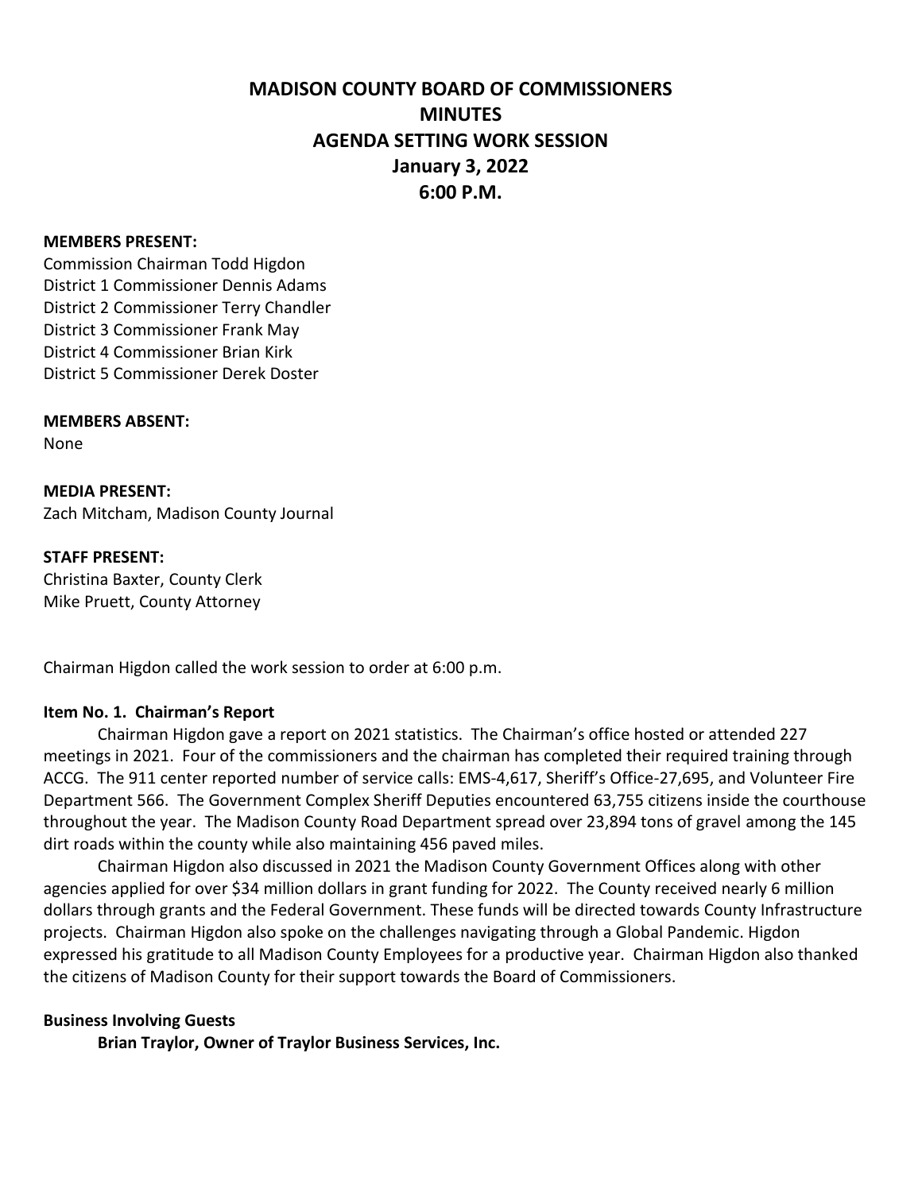# MADISON COUNTY BOARD OF COMMISSIONERS
## MINUTES
## AGENDA SETTING WORK SESSION
## January 3, 2022
## 6:00 P.M.

**MEMBERS PRESENT:**
Commission Chairman Todd Higdon
District 1 Commissioner Dennis Adams
District 2 Commissioner Terry Chandler
District 3 Commissioner Frank May
District 4 Commissioner Brian Kirk
District 5 Commissioner Derek Doster

**MEMBERS ABSENT:**
None

**MEDIA PRESENT:**
Zach Mitcham, Madison County Journal

**STAFF PRESENT:**
Christina Baxter, County Clerk
Mike Pruett, County Attorney

Chairman Higdon called the work session to order at 6:00 p.m.

**Item No. 1. Chairman's Report**

Chairman Higdon gave a report on 2021 statistics. The Chairman's office hosted or attended 227 meetings in 2021. Four of the commissioners and the chairman has completed their required training through ACCG. The 911 center reported number of service calls: EMS-4,617, Sheriff's Office-27,695, and Volunteer Fire Department 566. The Government Complex Sheriff Deputies encountered 63,755 citizens inside the courthouse throughout the year. The Madison County Road Department spread over 23,894 tons of gravel among the 145 dirt roads within the county while also maintaining 456 paved miles.

Chairman Higdon also discussed in 2021 the Madison County Government Offices along with other agencies applied for over $34 million dollars in grant funding for 2022. The County received nearly 6 million dollars through grants and the Federal Government. These funds will be directed towards County Infrastructure projects. Chairman Higdon also spoke on the challenges navigating through a Global Pandemic. Higdon expressed his gratitude to all Madison County Employees for a productive year. Chairman Higdon also thanked the citizens of Madison County for their support towards the Board of Commissioners.

**Business Involving Guests**

**Brian Traylor, Owner of Traylor Business Services, Inc.**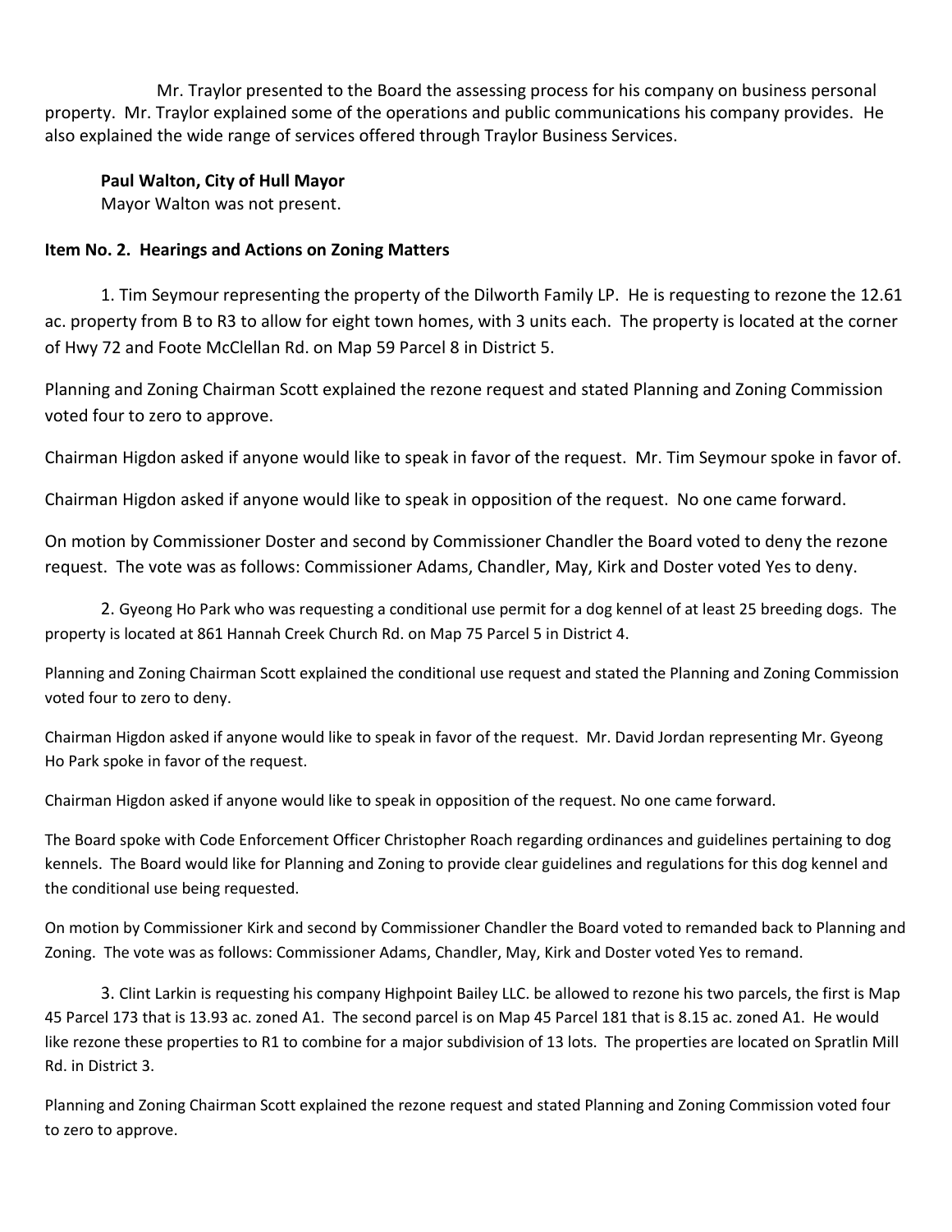Mr. Traylor presented to the Board the assessing process for his company on business personal property. Mr. Traylor explained some of the operations and public communications his company provides. He also explained the wide range of services offered through Traylor Business Services.

**Paul Walton, City of Hull Mayor**
Mayor Walton was not present.

**Item No. 2. Hearings and Actions on Zoning Matters**

1. Tim Seymour representing the property of the Dilworth Family LP. He is requesting to rezone the 12.61 ac. property from B to R3 to allow for eight town homes, with 3 units each. The property is located at the corner of Hwy 72 and Foote McClellan Rd. on Map 59 Parcel 8 in District 5.

Planning and Zoning Chairman Scott explained the rezone request and stated Planning and Zoning Commission voted four to zero to approve.

Chairman Higdon asked if anyone would like to speak in favor of the request. Mr. Tim Seymour spoke in favor of.

Chairman Higdon asked if anyone would like to speak in opposition of the request. No one came forward.

On motion by Commissioner Doster and second by Commissioner Chandler the Board voted to deny the rezone request. The vote was as follows: Commissioner Adams, Chandler, May, Kirk and Doster voted Yes to deny.

2. Gyeong Ho Park who was requesting a conditional use permit for a dog kennel of at least 25 breeding dogs. The property is located at 861 Hannah Creek Church Rd. on Map 75 Parcel 5 in District 4.

Planning and Zoning Chairman Scott explained the conditional use request and stated the Planning and Zoning Commission voted four to zero to deny.

Chairman Higdon asked if anyone would like to speak in favor of the request. Mr. David Jordan representing Mr. Gyeong Ho Park spoke in favor of the request.

Chairman Higdon asked if anyone would like to speak in opposition of the request. No one came forward.

The Board spoke with Code Enforcement Officer Christopher Roach regarding ordinances and guidelines pertaining to dog kennels. The Board would like for Planning and Zoning to provide clear guidelines and regulations for this dog kennel and the conditional use being requested.

On motion by Commissioner Kirk and second by Commissioner Chandler the Board voted to remanded back to Planning and Zoning. The vote was as follows: Commissioner Adams, Chandler, May, Kirk and Doster voted Yes to remand.

3. Clint Larkin is requesting his company Highpoint Bailey LLC. be allowed to rezone his two parcels, the first is Map 45 Parcel 173 that is 13.93 ac. zoned A1. The second parcel is on Map 45 Parcel 181 that is 8.15 ac. zoned A1. He would like rezone these properties to R1 to combine for a major subdivision of 13 lots. The properties are located on Spratlin Mill Rd. in District 3.

Planning and Zoning Chairman Scott explained the rezone request and stated Planning and Zoning Commission voted four to zero to approve.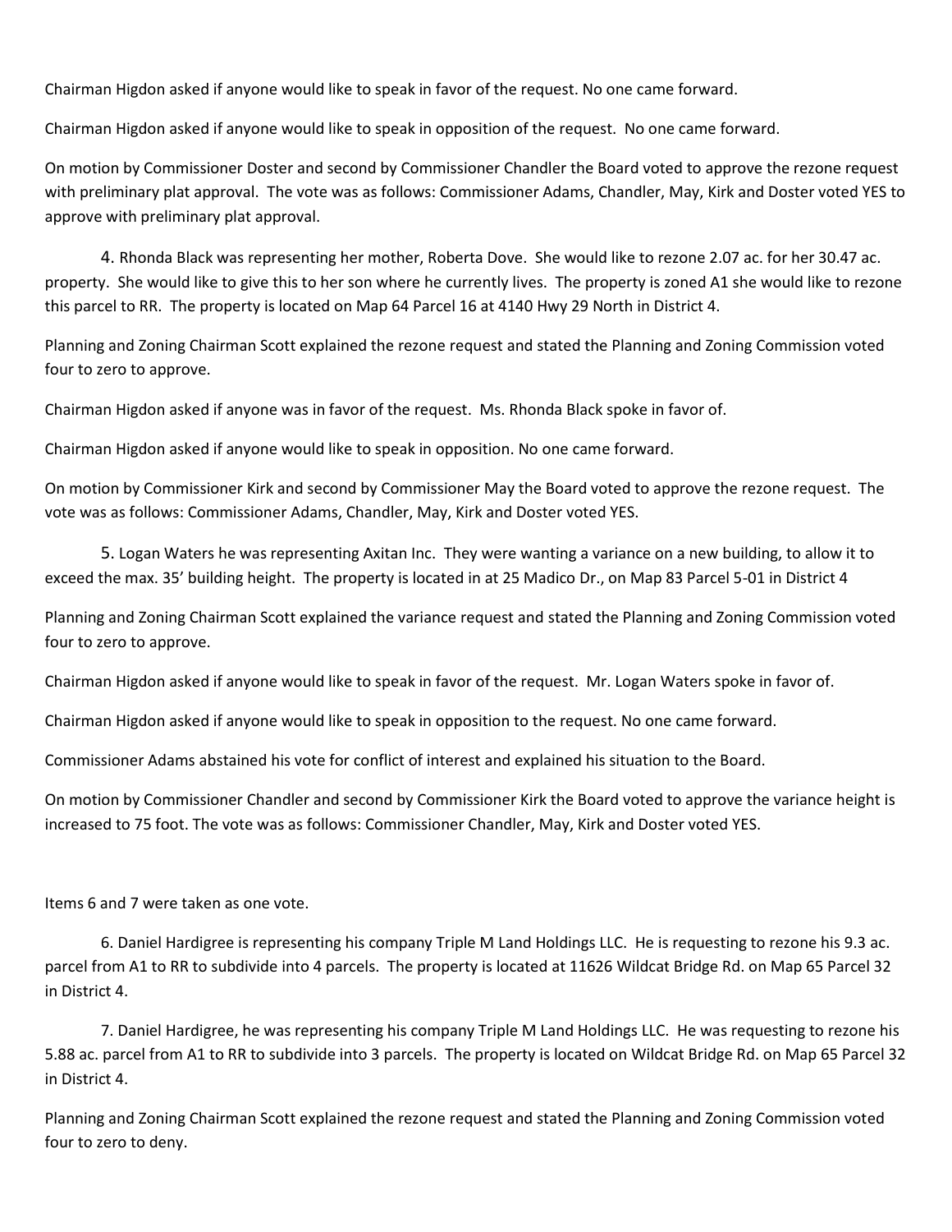Chairman Higdon asked if anyone would like to speak in favor of the request. No one came forward.

Chairman Higdon asked if anyone would like to speak in opposition of the request. No one came forward.

On motion by Commissioner Doster and second by Commissioner Chandler the Board voted to approve the rezone request with preliminary plat approval. The vote was as follows: Commissioner Adams, Chandler, May, Kirk and Doster voted YES to approve with preliminary plat approval.

4. Rhonda Black was representing her mother, Roberta Dove. She would like to rezone 2.07 ac. for her 30.47 ac. property. She would like to give this to her son where he currently lives. The property is zoned A1 she would like to rezone this parcel to RR. The property is located on Map 64 Parcel 16 at 4140 Hwy 29 North in District 4.

Planning and Zoning Chairman Scott explained the rezone request and stated the Planning and Zoning Commission voted four to zero to approve.

Chairman Higdon asked if anyone was in favor of the request. Ms. Rhonda Black spoke in favor of.

Chairman Higdon asked if anyone would like to speak in opposition. No one came forward.

On motion by Commissioner Kirk and second by Commissioner May the Board voted to approve the rezone request. The vote was as follows: Commissioner Adams, Chandler, May, Kirk and Doster voted YES.

5. Logan Waters he was representing Axitan Inc. They were wanting a variance on a new building, to allow it to exceed the max. 35' building height. The property is located in at 25 Madico Dr., on Map 83 Parcel 5-01 in District 4

Planning and Zoning Chairman Scott explained the variance request and stated the Planning and Zoning Commission voted four to zero to approve.

Chairman Higdon asked if anyone would like to speak in favor of the request. Mr. Logan Waters spoke in favor of.

Chairman Higdon asked if anyone would like to speak in opposition to the request. No one came forward.

Commissioner Adams abstained his vote for conflict of interest and explained his situation to the Board.

On motion by Commissioner Chandler and second by Commissioner Kirk the Board voted to approve the variance height is increased to 75 foot. The vote was as follows: Commissioner Chandler, May, Kirk and Doster voted YES.

Items 6 and 7 were taken as one vote.

6. Daniel Hardigree is representing his company Triple M Land Holdings LLC. He is requesting to rezone his 9.3 ac. parcel from A1 to RR to subdivide into 4 parcels. The property is located at 11626 Wildcat Bridge Rd. on Map 65 Parcel 32 in District 4.

7. Daniel Hardigree, he was representing his company Triple M Land Holdings LLC. He was requesting to rezone his 5.88 ac. parcel from A1 to RR to subdivide into 3 parcels. The property is located on Wildcat Bridge Rd. on Map 65 Parcel 32 in District 4.

Planning and Zoning Chairman Scott explained the rezone request and stated the Planning and Zoning Commission voted four to zero to deny.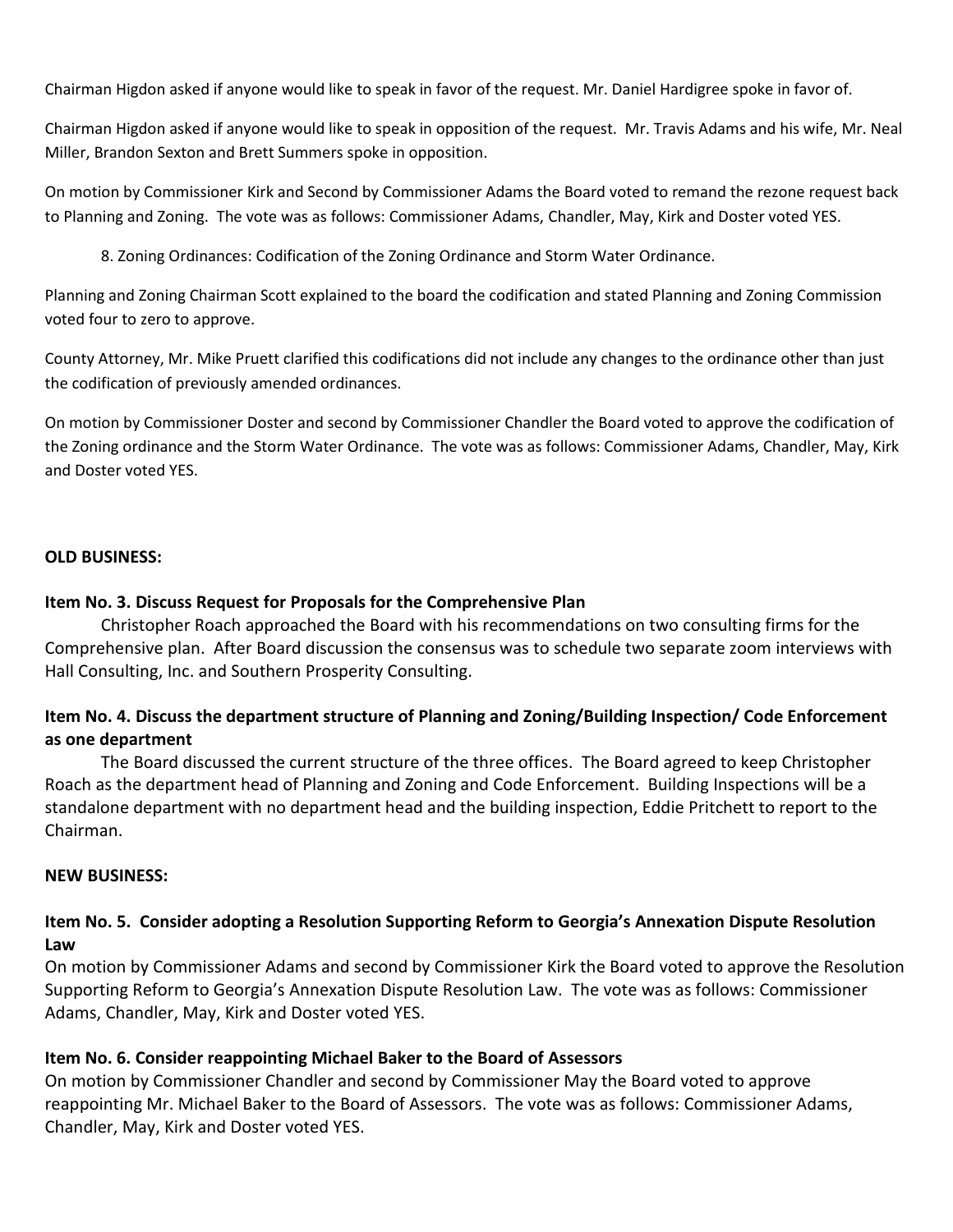Chairman Higdon asked if anyone would like to speak in favor of the request. Mr. Daniel Hardigree spoke in favor of.

Chairman Higdon asked if anyone would like to speak in opposition of the request. Mr. Travis Adams and his wife, Mr. Neal Miller, Brandon Sexton and Brett Summers spoke in opposition.

On motion by Commissioner Kirk and Second by Commissioner Adams the Board voted to remand the rezone request back to Planning and Zoning. The vote was as follows: Commissioner Adams, Chandler, May, Kirk and Doster voted YES.

8. Zoning Ordinances: Codification of the Zoning Ordinance and Storm Water Ordinance.

Planning and Zoning Chairman Scott explained to the board the codification and stated Planning and Zoning Commission voted four to zero to approve.

County Attorney, Mr. Mike Pruett clarified this codifications did not include any changes to the ordinance other than just the codification of previously amended ordinances.

On motion by Commissioner Doster and second by Commissioner Chandler the Board voted to approve the codification of the Zoning ordinance and the Storm Water Ordinance. The vote was as follows: Commissioner Adams, Chandler, May, Kirk and Doster voted YES.

**OLD BUSINESS:**

**Item No. 3. Discuss Request for Proposals for the Comprehensive Plan**

Christopher Roach approached the Board with his recommendations on two consulting firms for the Comprehensive plan. After Board discussion the consensus was to schedule two separate zoom interviews with Hall Consulting, Inc. and Southern Prosperity Consulting.

**Item No. 4. Discuss the department structure of Planning and Zoning/Building Inspection/ Code Enforcement as one department**

The Board discussed the current structure of the three offices. The Board agreed to keep Christopher Roach as the department head of Planning and Zoning and Code Enforcement. Building Inspections will be a standalone department with no department head and the building inspection, Eddie Pritchett to report to the Chairman.

**NEW BUSINESS:**

**Item No. 5. Consider adopting a Resolution Supporting Reform to Georgia's Annexation Dispute Resolution Law**

On motion by Commissioner Adams and second by Commissioner Kirk the Board voted to approve the Resolution Supporting Reform to Georgia's Annexation Dispute Resolution Law. The vote was as follows: Commissioner Adams, Chandler, May, Kirk and Doster voted YES.

**Item No. 6. Consider reappointing Michael Baker to the Board of Assessors**

On motion by Commissioner Chandler and second by Commissioner May the Board voted to approve reappointing Mr. Michael Baker to the Board of Assessors. The vote was as follows: Commissioner Adams, Chandler, May, Kirk and Doster voted YES.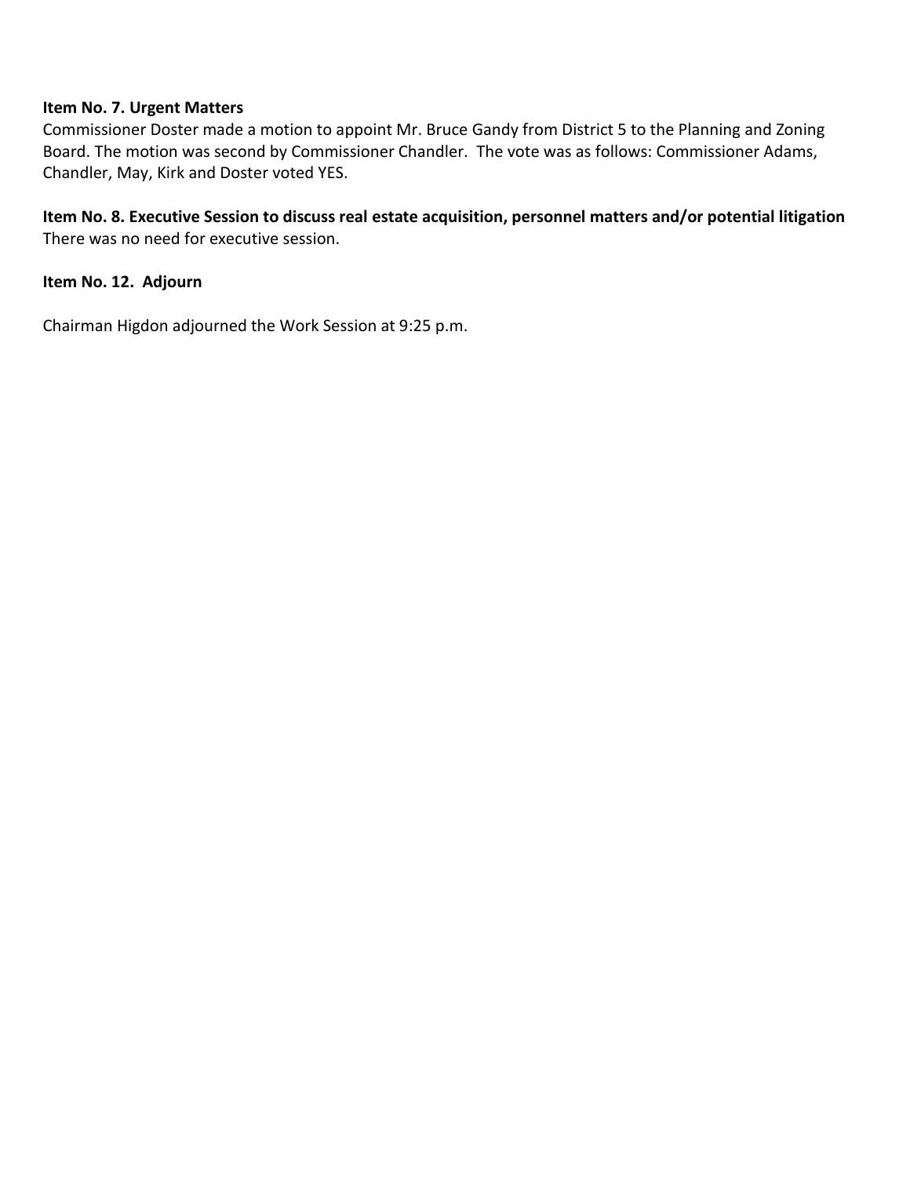**Item No. 7. Urgent Matters**

Commissioner Doster made a motion to appoint Mr. Bruce Gandy from District 5 to the Planning and Zoning Board. The motion was second by Commissioner Chandler. The vote was as follows: Commissioner Adams, Chandler, May, Kirk and Doster voted YES.

**Item No. 8. Executive Session to discuss real estate acquisition, personnel matters and/or potential litigation**

There was no need for executive session.

**Item No. 12. Adjourn**

Chairman Higdon adjourned the Work Session at 9:25 p.m.